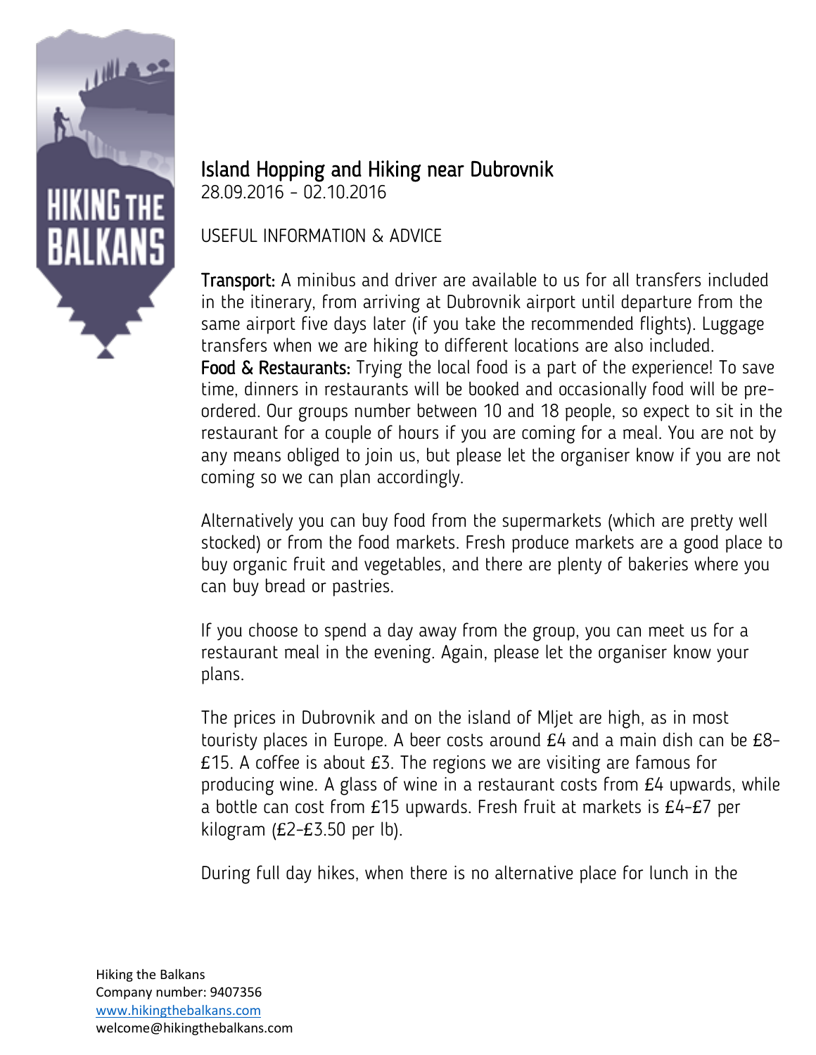## Island Hopping and Hiking near Dubrovnik

28.09.2016 - 02.10.2016

USEFUL INFORMATION & ADVICE

**Transport:** A minibus and driver are available to us for all transfers included in the itinerary, from arriving at Dubrovnik airport until departure from the same airport five days later (if you take the recommended flights). Luggage transfers when we are hiking to different locations are also included.

**Food & Restaurants:** Trying the local food is a part of the experience! To save time, dinners in restaurants will be booked and occasionally food will be pre-ordered. Our groups number between 10 and 18 people, so expect to sit in the restaurant for a couple of hours if you are coming for a meal. You are not by any means obliged to join us, but please let the organiser know if you are not coming so we can plan accordingly.

Alternatively you can buy food from the supermarkets (which are pretty well stocked) or from the food markets. Fresh produce markets are a good place to buy organic fruit and vegetables, and there are plenty of bakeries where you can buy bread or pastries.

If you choose to spend a day away from the group, you can meet us for a restaurant meal in the evening. Again, please let the organiser know your plans.

The prices in Dubrovnik and on the island of Mljet are high, as in most touristy places in Europe. A beer costs around £4 and a main dish can be £8-£15. A coffee is about £3. The regions we are visiting are famous for producing wine. A glass of wine in a restaurant costs from £4 upwards, while a bottle can cost from £15 upwards. Fresh fruit at markets is £4-£7 per kilogram (£2-£3.50 per lb).

During full day hikes, when there is no alternative place for lunch in the

Hiking the Balkans
Company number: 9407356
www.hikingthebalkans.com
welcome@hikingthebalkans.com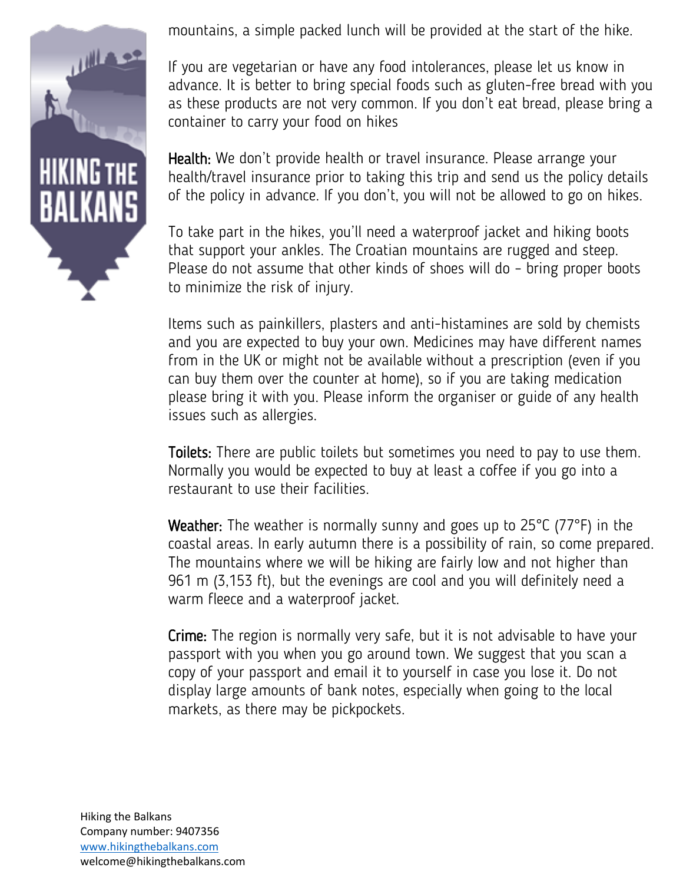mountains, a simple packed lunch will be provided at the start of the hike.

If you are vegetarian or have any food intolerances, please let us know in advance. It is better to bring special foods such as gluten-free bread with you as these products are not very common. If you don't eat bread, please bring a container to carry your food on hikes

**Health:** We don't provide health or travel insurance. Please arrange your health/travel insurance prior to taking this trip and send us the policy details of the policy in advance. If you don't, you will not be allowed to go on hikes.

To take part in the hikes, you'll need a waterproof jacket and hiking boots that support your ankles. The Croatian mountains are rugged and steep. Please do not assume that other kinds of shoes will do – bring proper boots to minimize the risk of injury.

Items such as painkillers, plasters and anti-histamines are sold by chemists and you are expected to buy your own. Medicines may have different names from in the UK or might not be available without a prescription (even if you can buy them over the counter at home), so if you are taking medication please bring it with you. Please inform the organiser or guide of any health issues such as allergies.

**Toilets:** There are public toilets but sometimes you need to pay to use them. Normally you would be expected to buy at least a coffee if you go into a restaurant to use their facilities.

**Weather:** The weather is normally sunny and goes up to 25°C (77°F) in the coastal areas. In early autumn there is a possibility of rain, so come prepared. The mountains where we will be hiking are fairly low and not higher than 961 m (3,153 ft), but the evenings are cool and you will definitely need a warm fleece and a waterproof jacket.

**Crime:** The region is normally very safe, but it is not advisable to have your passport with you when you go around town. We suggest that you scan a copy of your passport and email it to yourself in case you lose it. Do not display large amounts of bank notes, especially when going to the local markets, as there may be pickpockets.

Hiking the Balkans
Company number: 9407356
www.hikingthebalkans.com
welcome@hikingthebalkans.com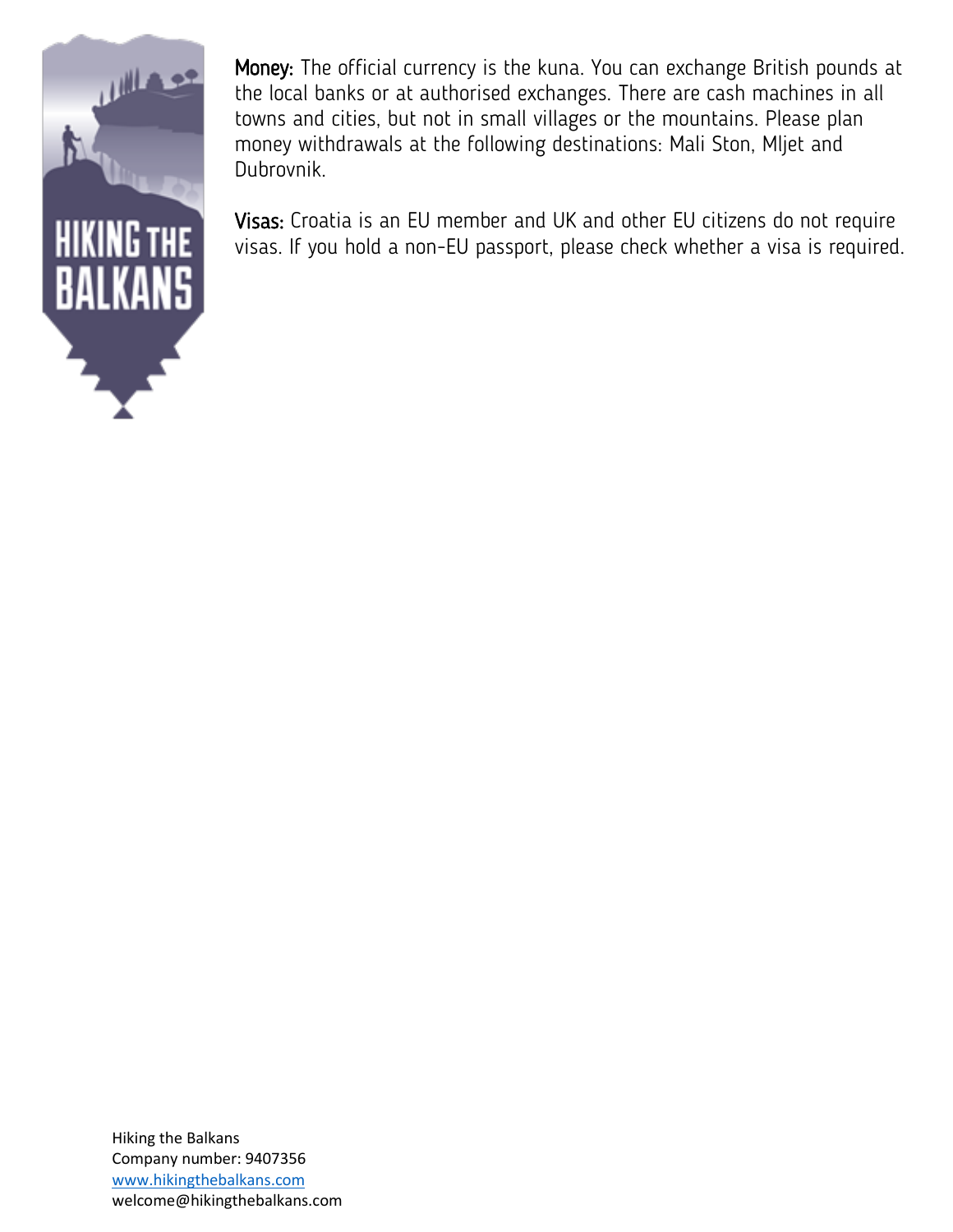**Money:** The official currency is the kuna. You can exchange British pounds at the local banks or at authorised exchanges. There are cash machines in all towns and cities, but not in small villages or the mountains. Please plan money withdrawals at the following destinations: Mali Ston, Mljet and Dubrovnik.

**Visas:** Croatia is an EU member and UK and other EU citizens do not require visas. If you hold a non-EU passport, please check whether a visa is required.